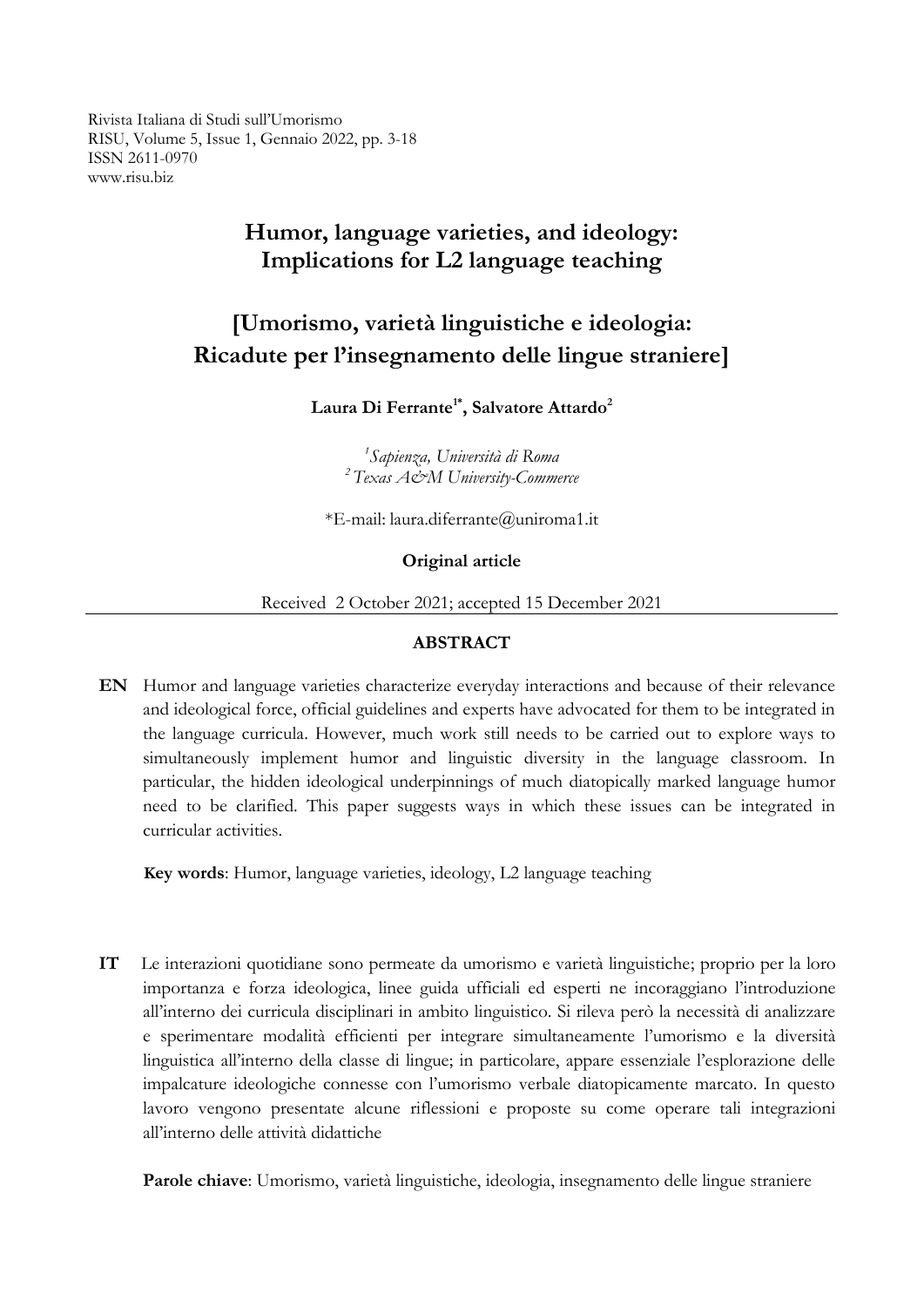Rivista Italiana di Studi sull'Umorismo
RISU, Volume 5, Issue 1, Gennaio 2022, pp. 3-18
ISSN 2611-0970
www.risu.biz

# Humor, language varieties, and ideology: Implications for L2 language teaching

# [Umorismo, varietà linguistiche e ideologia: Ricadute per l'insegnamento delle lingue straniere]

**Laura Di Ferrante[1*], Salvatore Attardo[2]**

*[1]Sapienza, Università di Roma*
*[2]Texas A&M University-Commerce*

*E-mail: laura.diferrante@uniroma1.it

**Original article**

Received 2 October 2021; accepted 15 December 2021

---

**ABSTRACT**

**EN** Humor and language varieties characterize everyday interactions and because of their relevance and ideological force, official guidelines and experts have advocated for them to be integrated in the language curricula. However, much work still needs to be carried out to explore ways to simultaneously implement humor and linguistic diversity in the language classroom. In particular, the hidden ideological underpinnings of much diatopically marked language humor need to be clarified. This paper suggests ways in which these issues can be integrated in curricular activities.

**Key words**: Humor, language varieties, ideology, L2 language teaching

**IT** Le interazioni quotidiane sono permeate da umorismo e varietà linguistiche; proprio per la loro importanza e forza ideologica, linee guida ufficiali ed esperti ne incoraggiano l'introduzione all'interno dei curricula disciplinari in ambito linguistico. Si rileva però la necessità di analizzare e sperimentare modalità efficienti per integrare simultaneamente l'umorismo e la diversità linguistica all'interno della classe di lingue; in particolare, appare essenziale l'esplorazione delle impalcature ideologiche connesse con l'umorismo verbale diatopicamente marcato. In questo lavoro vengono presentate alcune riflessioni e proposte su come operare tali integrazioni all'interno delle attività didattiche

**Parole chiave**: Umorismo, varietà linguistiche, ideologia, insegnamento delle lingue straniere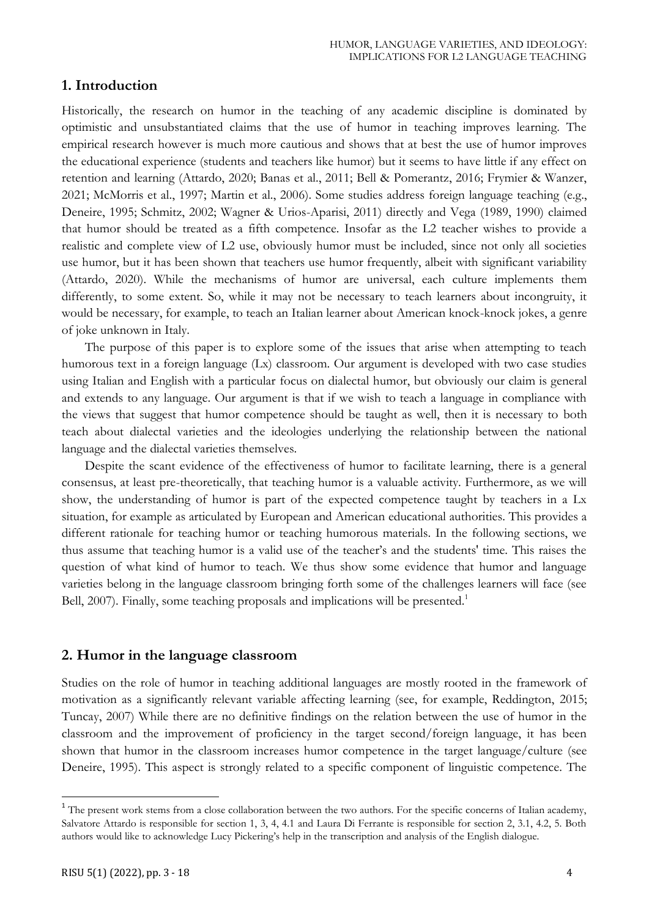## 1. Introduction

Historically, the research on humor in the teaching of any academic discipline is dominated by optimistic and unsubstantiated claims that the use of humor in teaching improves learning. The empirical research however is much more cautious and shows that at best the use of humor improves the educational experience (students and teachers like humor) but it seems to have little if any effect on retention and learning (Attardo, 2020; Banas et al., 2011; Bell & Pomerantz, 2016; Frymier & Wanzer, 2021; McMorris et al., 1997; Martin et al., 2006). Some studies address foreign language teaching (e.g., Deneire, 1995; Schmitz, 2002; Wagner & Urios-Aparisi, 2011) directly and Vega (1989, 1990) claimed that humor should be treated as a fifth competence. Insofar as the L2 teacher wishes to provide a realistic and complete view of L2 use, obviously humor must be included, since not only all societies use humor, but it has been shown that teachers use humor frequently, albeit with significant variability (Attardo, 2020). While the mechanisms of humor are universal, each culture implements them differently, to some extent. So, while it may not be necessary to teach learners about incongruity, it would be necessary, for example, to teach an Italian learner about American knock-knock jokes, a genre of joke unknown in Italy.

The purpose of this paper is to explore some of the issues that arise when attempting to teach humorous text in a foreign language (Lx) classroom. Our argument is developed with two case studies using Italian and English with a particular focus on dialectal humor, but obviously our claim is general and extends to any language. Our argument is that if we wish to teach a language in compliance with the views that suggest that humor competence should be taught as well, then it is necessary to both teach about dialectal varieties and the ideologies underlying the relationship between the national language and the dialectal varieties themselves.

Despite the scant evidence of the effectiveness of humor to facilitate learning, there is a general consensus, at least pre-theoretically, that teaching humor is a valuable activity. Furthermore, as we will show, the understanding of humor is part of the expected competence taught by teachers in a Lx situation, for example as articulated by European and American educational authorities. This provides a different rationale for teaching humor or teaching humorous materials. In the following sections, we thus assume that teaching humor is a valid use of the teacher's and the students' time. This raises the question of what kind of humor to teach. We thus show some evidence that humor and language varieties belong in the language classroom bringing forth some of the challenges learners will face (see Bell, 2007). Finally, some teaching proposals and implications will be presented.[1]

## 2. Humor in the language classroom

Studies on the role of humor in teaching additional languages are mostly rooted in the framework of motivation as a significantly relevant variable affecting learning (see, for example, Reddington, 2015; Tuncay, 2007) While there are no definitive findings on the relation between the use of humor in the classroom and the improvement of proficiency in the target second/foreign language, it has been shown that humor in the classroom increases humor competence in the target language/culture (see Deneire, 1995). This aspect is strongly related to a specific component of linguistic competence. The

[1] The present work stems from a close collaboration between the two authors. For the specific concerns of Italian academy, Salvatore Attardo is responsible for section 1, 3, 4, 4.1 and Laura Di Ferrante is responsible for section 2, 3.1, 4.2, 5. Both authors would like to acknowledge Lucy Pickering's help in the transcription and analysis of the English dialogue.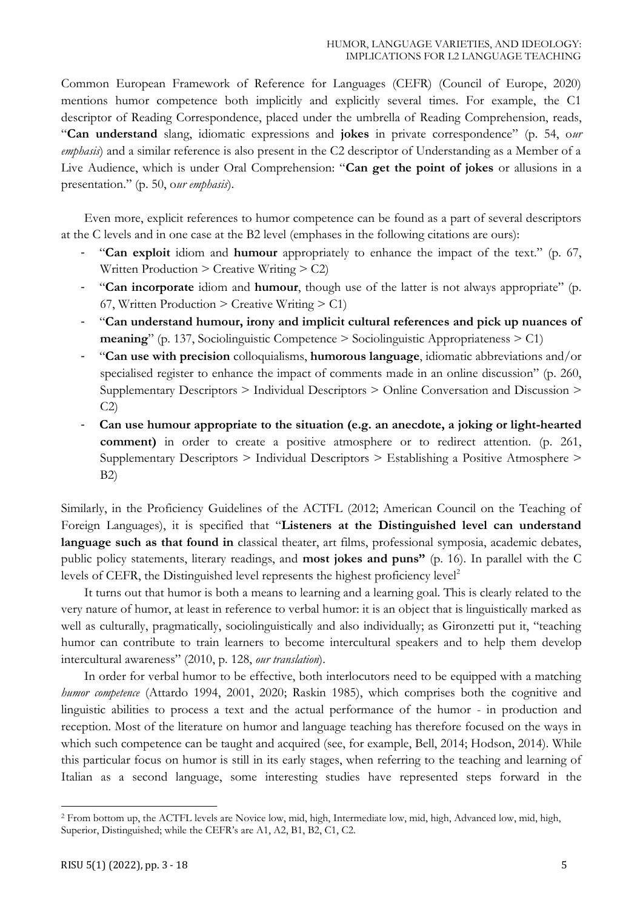Common European Framework of Reference for Languages (CEFR) (Council of Europe, 2020) mentions humor competence both implicitly and explicitly several times. For example, the C1 descriptor of Reading Correspondence, placed under the umbrella of Reading Comprehension, reads, "**Can understand** slang, idiomatic expressions and **jokes** in private correspondence" (p. 54, *our emphasis*) and a similar reference is also present in the C2 descriptor of Understanding as a Member of a Live Audience, which is under Oral Comprehension: "**Can get the point of jokes** or allusions in a presentation." (p. 50, *our emphasis*).

Even more, explicit references to humor competence can be found as a part of several descriptors at the C levels and in one case at the B2 level (emphases in the following citations are ours):

- "**Can exploit** idiom and **humour** appropriately to enhance the impact of the text." (p. 67, Written Production > Creative Writing > C2)
- "**Can incorporate** idiom and **humour**, though use of the latter is not always appropriate" (p. 67, Written Production > Creative Writing > C1)
- "**Can understand humour, irony and implicit cultural references and pick up nuances of meaning**" (p. 137, Sociolinguistic Competence > Sociolinguistic Appropriateness > C1)
- "**Can use with precision** colloquialisms, **humorous language**, idiomatic abbreviations and/or specialised register to enhance the impact of comments made in an online discussion" (p. 260, Supplementary Descriptors > Individual Descriptors > Online Conversation and Discussion > C2)
- **Can use humour appropriate to the situation (e.g. an anecdote, a joking or light-hearted comment)** in order to create a positive atmosphere or to redirect attention. (p. 261, Supplementary Descriptors > Individual Descriptors > Establishing a Positive Atmosphere > B2)

Similarly, in the Proficiency Guidelines of the ACTFL (2012; American Council on the Teaching of Foreign Languages), it is specified that "**Listeners at the Distinguished level can understand language such as that found in** classical theater, art films, professional symposia, academic debates, public policy statements, literary readings, and **most jokes and puns"** (p. 16). In parallel with the C levels of CEFR, the Distinguished level represents the highest proficiency level[2]

It turns out that humor is both a means to learning and a learning goal. This is clearly related to the very nature of humor, at least in reference to verbal humor: it is an object that is linguistically marked as well as culturally, pragmatically, sociolinguistically and also individually; as Gironzetti put it, "teaching humor can contribute to train learners to become intercultural speakers and to help them develop intercultural awareness" (2010, p. 128, *our translation*).

In order for verbal humor to be effective, both interlocutors need to be equipped with a matching *humor competence* (Attardo 1994, 2001, 2020; Raskin 1985), which comprises both the cognitive and linguistic abilities to process a text and the actual performance of the humor - in production and reception. Most of the literature on humor and language teaching has therefore focused on the ways in which such competence can be taught and acquired (see, for example, Bell, 2014; Hodson, 2014). While this particular focus on humor is still in its early stages, when referring to the teaching and learning of Italian as a second language, some interesting studies have represented steps forward in the

[2] From bottom up, the ACTFL levels are Novice low, mid, high, Intermediate low, mid, high, Advanced low, mid, high, Superior, Distinguished; while the CEFR's are A1, A2, B1, B2, C1, C2.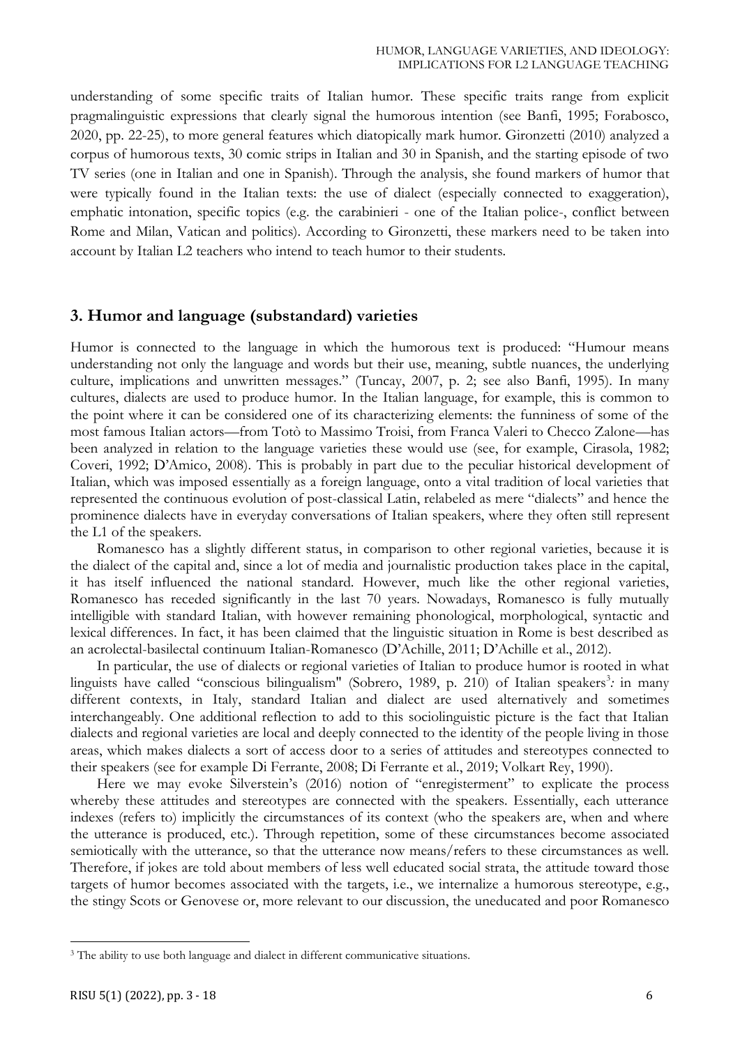understanding of some specific traits of Italian humor. These specific traits range from explicit pragmalinguistic expressions that clearly signal the humorous intention (see Banfi, 1995; Forabosco, 2020, pp. 22-25), to more general features which diatopically mark humor. Gironzetti (2010) analyzed a corpus of humorous texts, 30 comic strips in Italian and 30 in Spanish, and the starting episode of two TV series (one in Italian and one in Spanish). Through the analysis, she found markers of humor that were typically found in the Italian texts: the use of dialect (especially connected to exaggeration), emphatic intonation, specific topics (e.g. the carabinieri - one of the Italian police-, conflict between Rome and Milan, Vatican and politics). According to Gironzetti, these markers need to be taken into account by Italian L2 teachers who intend to teach humor to their students.

## 3. Humor and language (substandard) varieties

Humor is connected to the language in which the humorous text is produced: "Humour means understanding not only the language and words but their use, meaning, subtle nuances, the underlying culture, implications and unwritten messages." (Tuncay, 2007, p. 2; see also Banfi, 1995). In many cultures, dialects are used to produce humor. In the Italian language, for example, this is common to the point where it can be considered one of its characterizing elements: the funniness of some of the most famous Italian actors—from Totò to Massimo Troisi, from Franca Valeri to Checco Zalone—has been analyzed in relation to the language varieties these would use (see, for example, Cirasola, 1982; Coveri, 1992; D'Amico, 2008). This is probably in part due to the peculiar historical development of Italian, which was imposed essentially as a foreign language, onto a vital tradition of local varieties that represented the continuous evolution of post-classical Latin, relabeled as mere "dialects" and hence the prominence dialects have in everyday conversations of Italian speakers, where they often still represent the L1 of the speakers.

Romanesco has a slightly different status, in comparison to other regional varieties, because it is the dialect of the capital and, since a lot of media and journalistic production takes place in the capital, it has itself influenced the national standard. However, much like the other regional varieties, Romanesco has receded significantly in the last 70 years. Nowadays, Romanesco is fully mutually intelligible with standard Italian, with however remaining phonological, morphological, syntactic and lexical differences. In fact, it has been claimed that the linguistic situation in Rome is best described as an acrolectal-basilectal continuum Italian-Romanesco (D'Achille, 2011; D'Achille et al., 2012).

In particular, the use of dialects or regional varieties of Italian to produce humor is rooted in what linguists have called "conscious bilingualism" (Sobrero, 1989, p. 210) of Italian speakers[3]: in many different contexts, in Italy, standard Italian and dialect are used alternatively and sometimes interchangeably. One additional reflection to add to this sociolinguistic picture is the fact that Italian dialects and regional varieties are local and deeply connected to the identity of the people living in those areas, which makes dialects a sort of access door to a series of attitudes and stereotypes connected to their speakers (see for example Di Ferrante, 2008; Di Ferrante et al., 2019; Volkart Rey, 1990).

Here we may evoke Silverstein's (2016) notion of "enregisterment" to explicate the process whereby these attitudes and stereotypes are connected with the speakers. Essentially, each utterance indexes (refers to) implicitly the circumstances of its context (who the speakers are, when and where the utterance is produced, etc.). Through repetition, some of these circumstances become associated semiotically with the utterance, so that the utterance now means/refers to these circumstances as well. Therefore, if jokes are told about members of less well educated social strata, the attitude toward those targets of humor becomes associated with the targets, i.e., we internalize a humorous stereotype, e.g., the stingy Scots or Genovese or, more relevant to our discussion, the uneducated and poor Romanesco

[3] The ability to use both language and dialect in different communicative situations.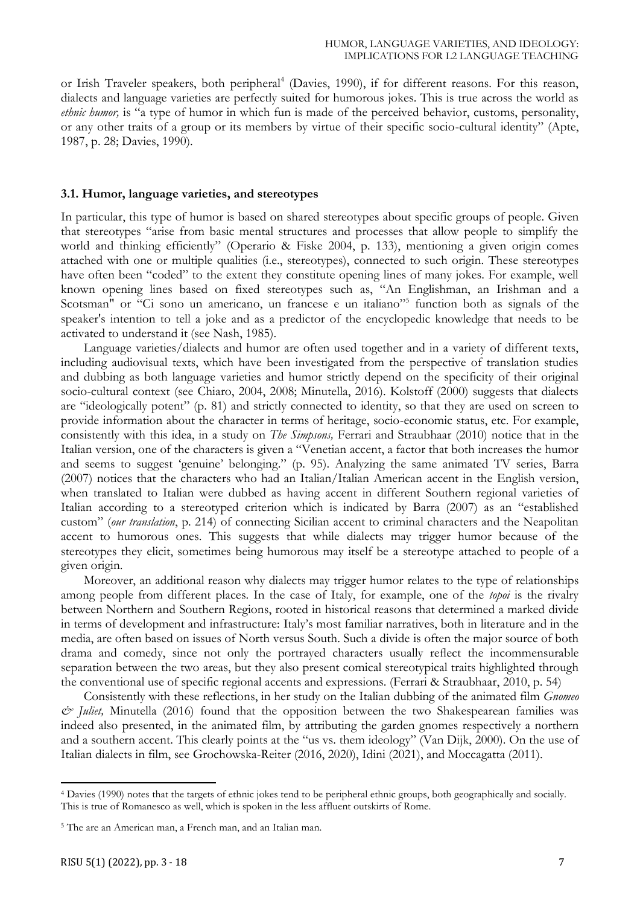or Irish Traveler speakers, both peripheral[4] (Davies, 1990), if for different reasons. For this reason, dialects and language varieties are perfectly suited for humorous jokes. This is true across the world as *ethnic humor,* is "a type of humor in which fun is made of the perceived behavior, customs, personality, or any other traits of a group or its members by virtue of their specific socio-cultural identity" (Apte, 1987, p. 28; Davies, 1990).

### 3.1. Humor, language varieties, and stereotypes

In particular, this type of humor is based on shared stereotypes about specific groups of people. Given that stereotypes "arise from basic mental structures and processes that allow people to simplify the world and thinking efficiently" (Operario & Fiske 2004, p. 133), mentioning a given origin comes attached with one or multiple qualities (i.e., stereotypes), connected to such origin. These stereotypes have often been "coded" to the extent they constitute opening lines of many jokes. For example, well known opening lines based on fixed stereotypes such as, "An Englishman, an Irishman and a Scotsman" or "Ci sono un americano, un francese e un italiano"[5] function both as signals of the speaker's intention to tell a joke and as a predictor of the encyclopedic knowledge that needs to be activated to understand it (see Nash, 1985).

Language varieties/dialects and humor are often used together and in a variety of different texts, including audiovisual texts, which have been investigated from the perspective of translation studies and dubbing as both language varieties and humor strictly depend on the specificity of their original socio-cultural context (see Chiaro, 2004, 2008; Minutella, 2016). Kolstoff (2000) suggests that dialects are "ideologically potent" (p. 81) and strictly connected to identity, so that they are used on screen to provide information about the character in terms of heritage, socio-economic status, etc. For example, consistently with this idea, in a study on *The Simpsons,* Ferrari and Straubhaar (2010) notice that in the Italian version, one of the characters is given a "Venetian accent, a factor that both increases the humor and seems to suggest 'genuine' belonging." (p. 95). Analyzing the same animated TV series, Barra (2007) notices that the characters who had an Italian/Italian American accent in the English version, when translated to Italian were dubbed as having accent in different Southern regional varieties of Italian according to a stereotyped criterion which is indicated by Barra (2007) as an "established custom" (*our translation*, p. 214) of connecting Sicilian accent to criminal characters and the Neapolitan accent to humorous ones. This suggests that while dialects may trigger humor because of the stereotypes they elicit, sometimes being humorous may itself be a stereotype attached to people of a given origin.

Moreover, an additional reason why dialects may trigger humor relates to the type of relationships among people from different places. In the case of Italy, for example, one of the *topoi* is the rivalry between Northern and Southern Regions, rooted in historical reasons that determined a marked divide in terms of development and infrastructure: Italy's most familiar narratives, both in literature and in the media, are often based on issues of North versus South. Such a divide is often the major source of both drama and comedy, since not only the portrayed characters usually reflect the incommensurable separation between the two areas, but they also present comical stereotypical traits highlighted through the conventional use of specific regional accents and expressions. (Ferrari & Straubhaar, 2010, p. 54)

Consistently with these reflections, in her study on the Italian dubbing of the animated film *Gnomeo & Juliet,* Minutella (2016) found that the opposition between the two Shakespearean families was indeed also presented, in the animated film, by attributing the garden gnomes respectively a northern and a southern accent. This clearly points at the "us vs. them ideology" (Van Dijk, 2000). On the use of Italian dialects in film, see Grochowska-Reiter (2016, 2020), Idini (2021), and Moccagatta (2011).

---

[4] Davies (1990) notes that the targets of ethnic jokes tend to be peripheral ethnic groups, both geographically and socially. This is true of Romanesco as well, which is spoken in the less affluent outskirts of Rome.

[5] The are an American man, a French man, and an Italian man.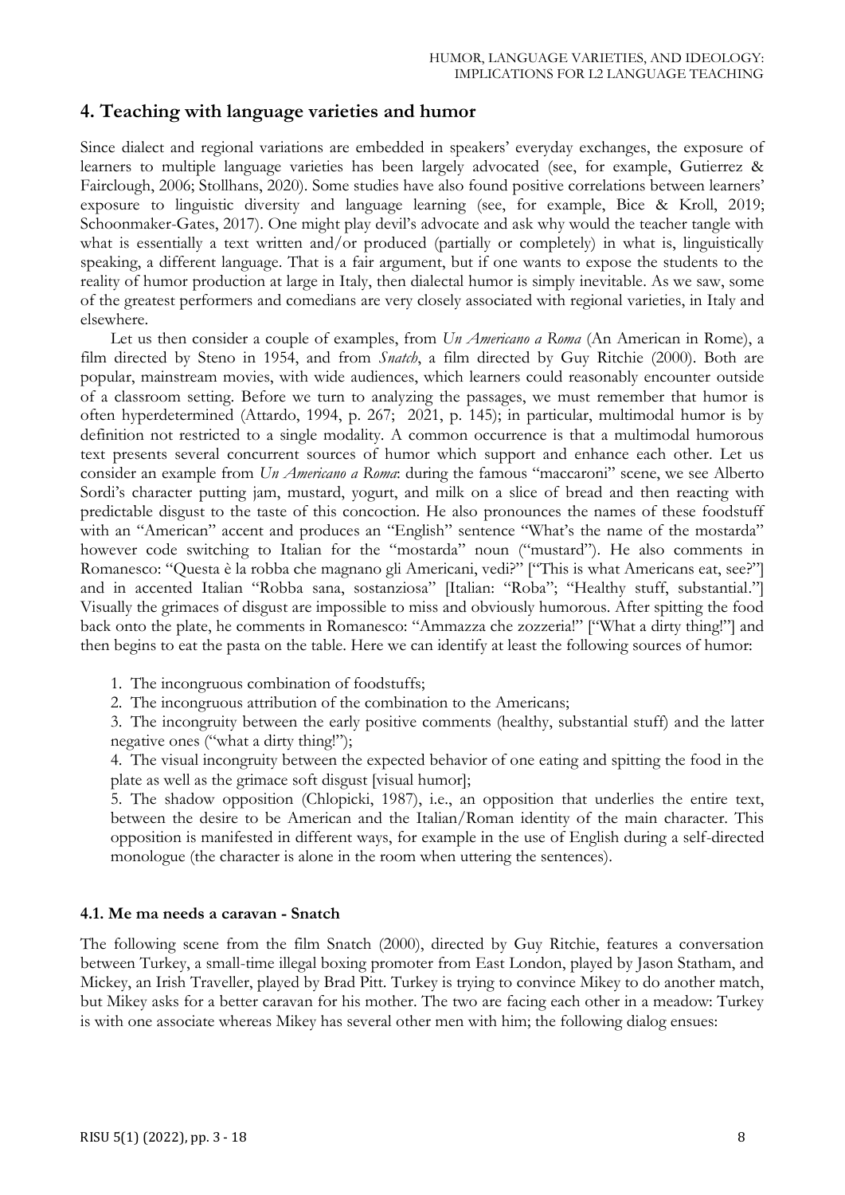## 4. Teaching with language varieties and humor

Since dialect and regional variations are embedded in speakers' everyday exchanges, the exposure of learners to multiple language varieties has been largely advocated (see, for example, Gutierrez & Fairclough, 2006; Stollhans, 2020). Some studies have also found positive correlations between learners' exposure to linguistic diversity and language learning (see, for example, Bice & Kroll, 2019; Schoonmaker-Gates, 2017). One might play devil's advocate and ask why would the teacher tangle with what is essentially a text written and/or produced (partially or completely) in what is, linguistically speaking, a different language. That is a fair argument, but if one wants to expose the students to the reality of humor production at large in Italy, then dialectal humor is simply inevitable. As we saw, some of the greatest performers and comedians are very closely associated with regional varieties, in Italy and elsewhere.

Let us then consider a couple of examples, from *Un Americano a Roma* (An American in Rome), a film directed by Steno in 1954, and from *Snatch*, a film directed by Guy Ritchie (2000). Both are popular, mainstream movies, with wide audiences, which learners could reasonably encounter outside of a classroom setting. Before we turn to analyzing the passages, we must remember that humor is often hyperdetermined (Attardo, 1994, p. 267; 2021, p. 145); in particular, multimodal humor is by definition not restricted to a single modality. A common occurrence is that a multimodal humorous text presents several concurrent sources of humor which support and enhance each other. Let us consider an example from *Un Americano a Roma*: during the famous "maccaroni" scene, we see Alberto Sordi's character putting jam, mustard, yogurt, and milk on a slice of bread and then reacting with predictable disgust to the taste of this concoction. He also pronounces the names of these foodstuff with an "American" accent and produces an "English" sentence "What's the name of the mostarda" however code switching to Italian for the "mostarda" noun ("mustard"). He also comments in Romanesco: "Questa è la robba che magnano gli Americani, vedi?" ["This is what Americans eat, see?"] and in accented Italian "Robba sana, sostanziosa" [Italian: "Roba"; "Healthy stuff, substantial."] Visually the grimaces of disgust are impossible to miss and obviously humorous. After spitting the food back onto the plate, he comments in Romanesco: "Ammazza che zozzeria!" ["What a dirty thing!"] and then begins to eat the pasta on the table. Here we can identify at least the following sources of humor:

1. The incongruous combination of foodstuffs;
2. The incongruous attribution of the combination to the Americans;
3. The incongruity between the early positive comments (healthy, substantial stuff) and the latter negative ones ("what a dirty thing!");
4. The visual incongruity between the expected behavior of one eating and spitting the food in the plate as well as the grimace soft disgust [visual humor];
5. The shadow opposition (Chlopicki, 1987), i.e., an opposition that underlies the entire text, between the desire to be American and the Italian/Roman identity of the main character. This opposition is manifested in different ways, for example in the use of English during a self-directed monologue (the character is alone in the room when uttering the sentences).

### 4.1. Me ma needs a caravan - Snatch

The following scene from the film Snatch (2000), directed by Guy Ritchie, features a conversation between Turkey, a small-time illegal boxing promoter from East London, played by Jason Statham, and Mickey, an Irish Traveller, played by Brad Pitt. Turkey is trying to convince Mikey to do another match, but Mikey asks for a better caravan for his mother. The two are facing each other in a meadow: Turkey is with one associate whereas Mikey has several other men with him; the following dialog ensues: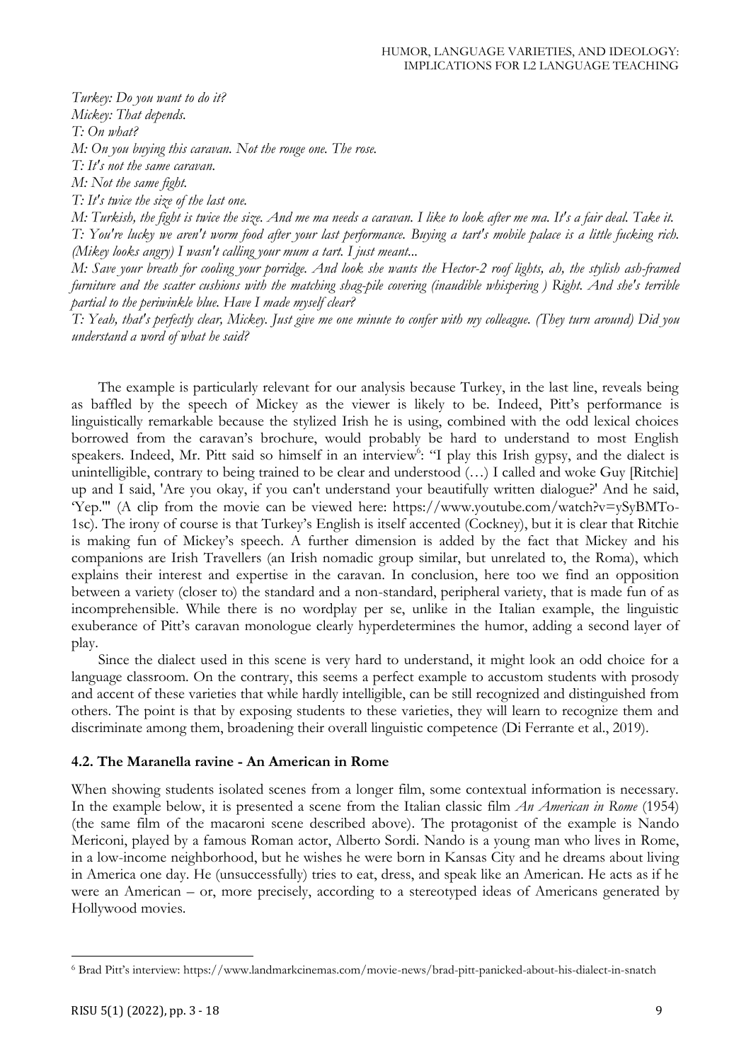*Turkey: Do you want to do it?*
*Mickey: That depends.*
*T: On what?*
*M: On you buying this caravan. Not the rouge one. The rose.*
*T: It's not the same caravan.*
*M: Not the same fight.*
*T: It's twice the size of the last one.*
*M: Turkish, the fight is twice the size. And me ma needs a caravan. I like to look after me ma. It's a fair deal. Take it.*
*T: You're lucky we aren't worm food after your last performance. Buying a tart's mobile palace is a little fucking rich. (Mikey looks angry) I wasn't calling your mum a tart. I just meant...*
*M: Save your breath for cooling your porridge. And look she wants the Hector-2 roof lights, ah, the stylish ash-framed furniture and the scatter cushions with the matching shag-pile covering (inaudible whispering ) Right. And she's terrible partial to the periwinkle blue. Have I made myself clear?*
*T: Yeah, that's perfectly clear, Mickey. Just give me one minute to confer with my colleague. (They turn around) Did you understand a word of what he said?*

The example is particularly relevant for our analysis because Turkey, in the last line, reveals being as baffled by the speech of Mickey as the viewer is likely to be. Indeed, Pitt's performance is linguistically remarkable because the stylized Irish he is using, combined with the odd lexical choices borrowed from the caravan's brochure, would probably be hard to understand to most English speakers. Indeed, Mr. Pitt said so himself in an interview[6]: "I play this Irish gypsy, and the dialect is unintelligible, contrary to being trained to be clear and understood (…) I called and woke Guy [Ritchie] up and I said, 'Are you okay, if you can't understand your beautifully written dialogue?' And he said, 'Yep.'" (A clip from the movie can be viewed here: https://www.youtube.com/watch?v=ySyBMTo-1sc). The irony of course is that Turkey's English is itself accented (Cockney), but it is clear that Ritchie is making fun of Mickey's speech. A further dimension is added by the fact that Mickey and his companions are Irish Travellers (an Irish nomadic group similar, but unrelated to, the Roma), which explains their interest and expertise in the caravan. In conclusion, here too we find an opposition between a variety (closer to) the standard and a non-standard, peripheral variety, that is made fun of as incomprehensible. While there is no wordplay per se, unlike in the Italian example, the linguistic exuberance of Pitt's caravan monologue clearly hyperdetermines the humor, adding a second layer of play.

Since the dialect used in this scene is very hard to understand, it might look an odd choice for a language classroom. On the contrary, this seems a perfect example to accustom students with prosody and accent of these varieties that while hardly intelligible, can be still recognized and distinguished from others. The point is that by exposing students to these varieties, they will learn to recognize them and discriminate among them, broadening their overall linguistic competence (Di Ferrante et al., 2019).

### 4.2. The Maranella ravine - An American in Rome

When showing students isolated scenes from a longer film, some contextual information is necessary. In the example below, it is presented a scene from the Italian classic film *An American in Rome* (1954) (the same film of the macaroni scene described above). The protagonist of the example is Nando Mericoni, played by a famous Roman actor, Alberto Sordi. Nando is a young man who lives in Rome, in a low-income neighborhood, but he wishes he were born in Kansas City and he dreams about living in America one day. He (unsuccessfully) tries to eat, dress, and speak like an American. He acts as if he were an American – or, more precisely, according to a stereotyped ideas of Americans generated by Hollywood movies.

[6] Brad Pitt's interview: https://www.landmarkcinemas.com/movie-news/brad-pitt-panicked-about-his-dialect-in-snatch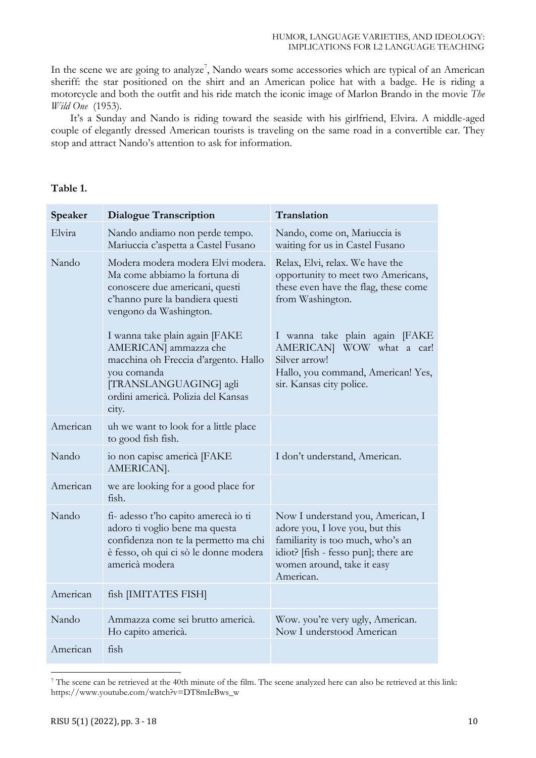In the scene we are going to analyze[7], Nando wears some accessories which are typical of an American sheriff: the star positioned on the shirt and an American police hat with a badge. He is riding a motorcycle and both the outfit and his ride match the iconic image of Marlon Brando in the movie *The Wild One* (1953).

It's a Sunday and Nando is riding toward the seaside with his girlfriend, Elvira. A middle-aged couple of elegantly dressed American tourists is traveling on the same road in a convertible car. They stop and attract Nando's attention to ask for information.

**Table 1.**

| Speaker | Dialogue Transcription | Translation |
|---|---|---|
| Elvira | Nando andiamo non perde tempo. Mariuccia c'aspetta a Castel Fusano | Nando, come on, Mariuccia is waiting for us in Castel Fusano |
| Nando | Modera modera modera Elvi modera. Ma come abbiamo la fortuna di conoscere due americani, questi c'hanno pure la bandiera questi vengono da Washington.<br><br>I wanna take plain again [FAKE AMERICAN] ammazza che macchina oh Freccia d'argento. Hallo you comanda [TRANSLANGUAGING] agli ordini americà. Polizia del Kansas city. | Relax, Elvi, relax. We have the opportunity to meet two Americans, these even have the flag, these come from Washington.<br><br>I wanna take plain again [FAKE AMERICAN] WOW what a car! Silver arrow!<br>Hallo, you command, American! Yes, sir. Kansas city police. |
| American | uh we want to look for a little place to good fish fish. | |
| Nando | io non capisc americà [FAKE AMERICAN]. | I don't understand, American. |
| American | we are looking for a good place for fish. | |
| Nando | fi- adesso t'ho capito amerecà io ti adoro ti voglio bene ma questa confidenza non te la permetto ma chi è fesso, oh qui ci sò le donne modera americà modera | Now I understand you, American, I adore you, I love you, but this familiarity is too much, who's an idiot? [fish - fesso pun]; there are women around, take it easy American. |
| American | fish [IMITATES FISH] | |
| Nando | Ammazza come sei brutto americà. Ho capito americà. | Wow. you're very ugly, American. Now I understood American |
| American | fish | |

[7] The scene can be retrieved at the 40th minute of the film. The scene analyzed here can also be retrieved at this link: https://www.youtube.com/watch?v=DT8mIeBws_w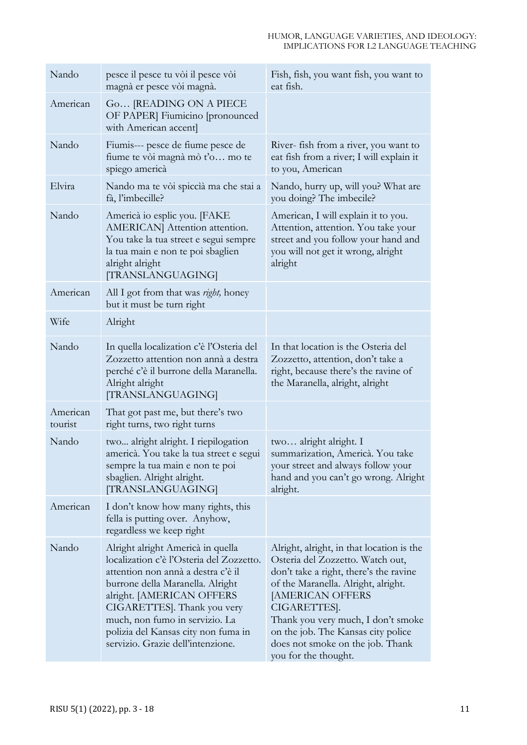| | | |
|---|---|---|
| Nando | pesce il pesce tu vòi il pesce vòi magnà er pesce vòi magnà. | Fish, fish, you want fish, you want to eat fish. |
| American | Go… [READING ON A PIECE OF PAPER] Fiumicino [pronounced with American accent] | |
| Nando | Fiumis--- pesce de fiume pesce de fiume te vòi magnà mò t'o… mo te spiego americà | River- fish from a river, you want to eat fish from a river; I will explain it to you, American |
| Elvira | Nando ma te vòi spiccià ma che stai a fà, l'imbecille? | Nando, hurry up, will you? What are you doing? The imbecile? |
| Nando | Americà io esplic you. [FAKE AMERICAN] Attention attention. You take la tua street e segui sempre la tua main e non te poi sbaglien alright alright [TRANSLANGUAGING] | American, I will explain it to you. Attention, attention. You take your street and you follow your hand and you will not get it wrong, alright alright |
| American | All I got from that was *right,* honey but it must be turn right | |
| Wife | Alright | |
| Nando | In quella localization c'è l'Osteria del Zozzetto attention non annà a destra perché c'è il burrone della Maranella. Alright alright [TRANSLANGUAGING] | In that location is the Osteria del Zozzetto, attention, don't take a right, because there's the ravine of the Maranella, alright, alright |
| American tourist | That got past me, but there's two right turns, two right turns | |
| Nando | two... alright alright. I riepilogation americà. You take la tua street e segui sempre la tua main e non te poi sbaglien. Alright alright. [TRANSLANGUAGING] | two… alright alright. I summarization, Americà. You take your street and always follow your hand and you can't go wrong. Alright alright. |
| American | I don't know how many rights, this fella is putting over. Anyhow, regardless we keep right | |
| Nando | Alright alright Americà in quella localization c'è l'Osteria del Zozzetto. attention non annà a destra c'è il burrone della Maranella. Alright alright. [AMERICAN OFFERS CIGARETTES]. Thank you very much, non fumo in servizio. La polizia del Kansas city non fuma in servizio. Grazie dell'intenzione. | Alright, alright, in that location is the Osteria del Zozzetto. Watch out, don't take a right, there's the ravine of the Maranella. Alright, alright. [AMERICAN OFFERS CIGARETTES]. Thank you very much, I don't smoke on the job. The Kansas city police does not smoke on the job. Thank you for the thought. |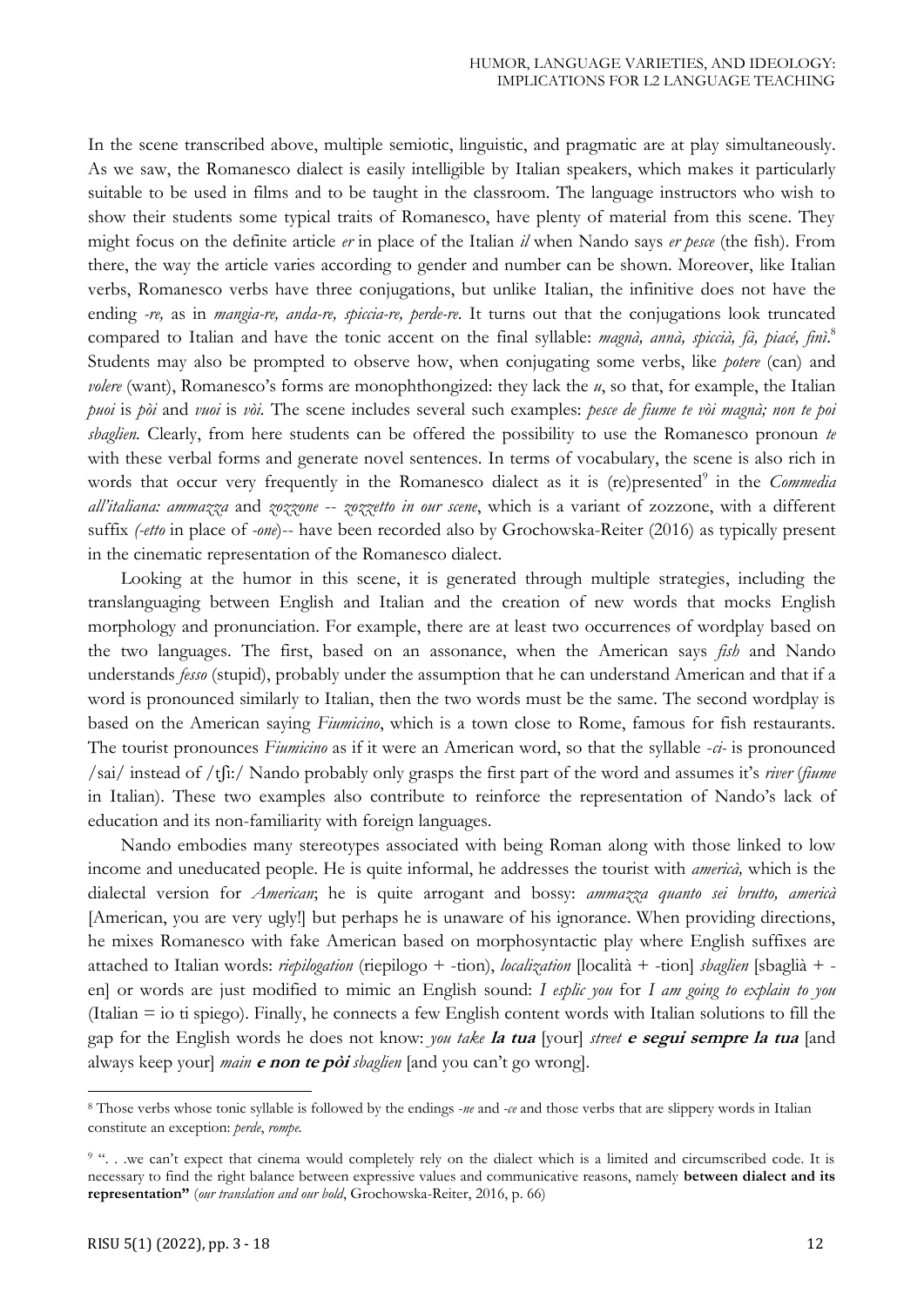In the scene transcribed above, multiple semiotic, linguistic, and pragmatic are at play simultaneously. As we saw, the Romanesco dialect is easily intelligible by Italian speakers, which makes it particularly suitable to be used in films and to be taught in the classroom. The language instructors who wish to show their students some typical traits of Romanesco, have plenty of material from this scene. They might focus on the definite article *er* in place of the Italian *il* when Nando says *er pesce* (the fish). From there, the way the article varies according to gender and number can be shown. Moreover, like Italian verbs, Romanesco verbs have three conjugations, but unlike Italian, the infinitive does not have the ending *-re,* as in *mangia-re, anda-re, spiccia-re, perde-re*. It turns out that the conjugations look truncated compared to Italian and have the tonic accent on the final syllable: *magnà, annà, spiccià, fà, piacé, finì*.[8] Students may also be prompted to observe how, when conjugating some verbs, like *potere* (can) and *volere* (want), Romanesco's forms are monophthongized: they lack the *u*, so that, for example, the Italian *puoi* is *pòi* and *vuoi* is *vòi.* The scene includes several such examples: *pesce de fiume te vòi magnà; non te poi sbaglien.* Clearly, from here students can be offered the possibility to use the Romanesco pronoun *te* with these verbal forms and generate novel sentences. In terms of vocabulary, the scene is also rich in words that occur very frequently in the Romanesco dialect as it is (re)presented[9] in the *Commedia all'italiana: ammazza* and *zozzone -- zozzetto in our scene*, which is a variant of zozzone, with a different suffix *(-etto* in place of *-one*)-- have been recorded also by Grochowska-Reiter (2016) as typically present in the cinematic representation of the Romanesco dialect.

Looking at the humor in this scene, it is generated through multiple strategies, including the translanguaging between English and Italian and the creation of new words that mocks English morphology and pronunciation. For example, there are at least two occurrences of wordplay based on the two languages. The first, based on an assonance, when the American says *fish* and Nando understands *fesso* (stupid), probably under the assumption that he can understand American and that if a word is pronounced similarly to Italian, then the two words must be the same. The second wordplay is based on the American saying *Fiumicino*, which is a town close to Rome, famous for fish restaurants. The tourist pronounces *Fiumicino* as if it were an American word, so that the syllable *-ci-* is pronounced /sai/ instead of /tʃi:/ Nando probably only grasps the first part of the word and assumes it's *river* (*fiume* in Italian). These two examples also contribute to reinforce the representation of Nando's lack of education and its non-familiarity with foreign languages.

Nando embodies many stereotypes associated with being Roman along with those linked to low income and uneducated people. He is quite informal, he addresses the tourist with *americà,* which is the dialectal version for *American*; he is quite arrogant and bossy: *ammazza quanto sei brutto, americà* [American, you are very ugly!] but perhaps he is unaware of his ignorance. When providing directions, he mixes Romanesco with fake American based on morphosyntactic play where English suffixes are attached to Italian words: *riepilogation* (riepilogo + -tion), *localization* [località + -tion] *sbaglien* [sbaglià + -en] or words are just modified to mimic an English sound: *I esplic you* for *I am going to explain to you* (Italian = io ti spiego). Finally, he connects a few English content words with Italian solutions to fill the gap for the English words he does not know: *you take* ***la tua*** [your] *street* ***e segui sempre la tua*** [and always keep your] *main* ***e non te pòi*** *sbaglien* [and you can't go wrong].

---

[8] Those verbs whose tonic syllable is followed by the endings *-ne* and *-ce* and those verbs that are slippery words in Italian constitute an exception: *perde*, *rompe*.

[9] ". . .we can't expect that cinema would completely rely on the dialect which is a limited and circumscribed code. It is necessary to find the right balance between expressive values and communicative reasons, namely **between dialect and its representation"** (*our translation and our bold*, Grochowska-Reiter, 2016, p. 66)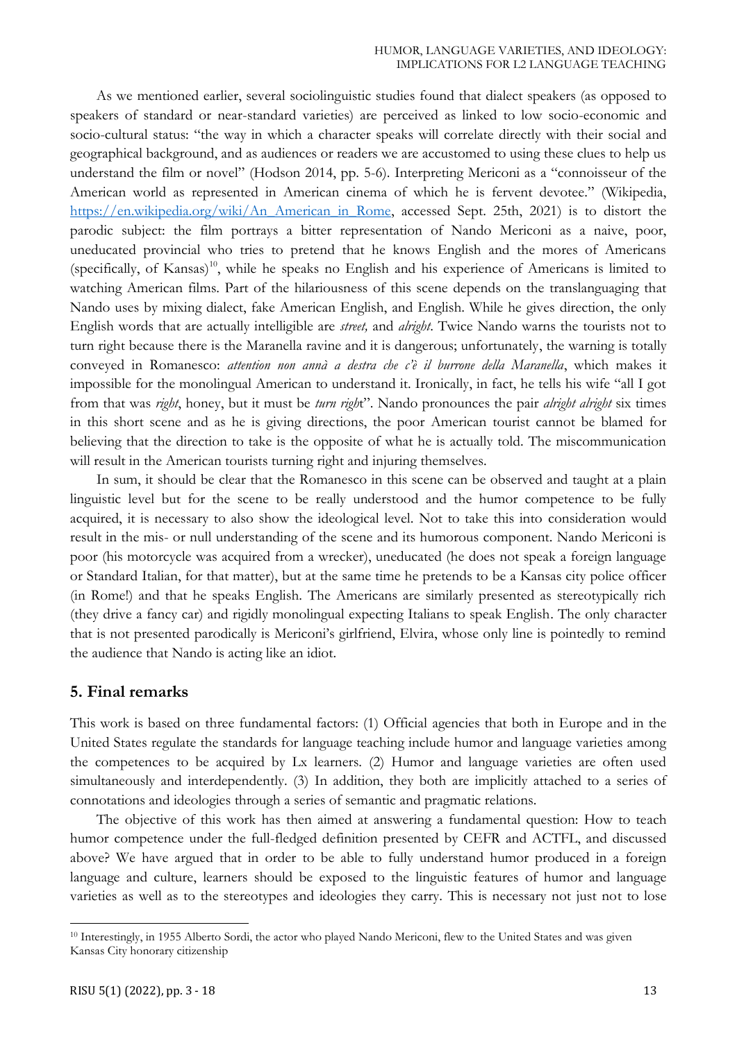As we mentioned earlier, several sociolinguistic studies found that dialect speakers (as opposed to speakers of standard or near-standard varieties) are perceived as linked to low socio-economic and socio-cultural status: "the way in which a character speaks will correlate directly with their social and geographical background, and as audiences or readers we are accustomed to using these clues to help us understand the film or novel" (Hodson 2014, pp. 5-6). Interpreting Mericoni as a "connoisseur of the American world as represented in American cinema of which he is fervent devotee." (Wikipedia, https://en.wikipedia.org/wiki/An_American_in_Rome, accessed Sept. 25th, 2021) is to distort the parodic subject: the film portrays a bitter representation of Nando Mericoni as a naive, poor, uneducated provincial who tries to pretend that he knows English and the mores of Americans (specifically, of Kansas)[10], while he speaks no English and his experience of Americans is limited to watching American films. Part of the hilariousness of this scene depends on the translanguaging that Nando uses by mixing dialect, fake American English, and English. While he gives direction, the only English words that are actually intelligible are *street,* and *alright*. Twice Nando warns the tourists not to turn right because there is the Maranella ravine and it is dangerous; unfortunately, the warning is totally conveyed in Romanesco: *attention non annà a destra che c'è il burrone della Maranella*, which makes it impossible for the monolingual American to understand it. Ironically, in fact, he tells his wife "all I got from that was *right*, honey, but it must be *turn right*". Nando pronounces the pair *alright alright* six times in this short scene and as he is giving directions, the poor American tourist cannot be blamed for believing that the direction to take is the opposite of what he is actually told. The miscommunication will result in the American tourists turning right and injuring themselves.

In sum, it should be clear that the Romanesco in this scene can be observed and taught at a plain linguistic level but for the scene to be really understood and the humor competence to be fully acquired, it is necessary to also show the ideological level. Not to take this into consideration would result in the mis- or null understanding of the scene and its humorous component. Nando Mericoni is poor (his motorcycle was acquired from a wrecker), uneducated (he does not speak a foreign language or Standard Italian, for that matter), but at the same time he pretends to be a Kansas city police officer (in Rome!) and that he speaks English. The Americans are similarly presented as stereotypically rich (they drive a fancy car) and rigidly monolingual expecting Italians to speak English. The only character that is not presented parodically is Mericoni's girlfriend, Elvira, whose only line is pointedly to remind the audience that Nando is acting like an idiot.

## 5. Final remarks

This work is based on three fundamental factors: (1) Official agencies that both in Europe and in the United States regulate the standards for language teaching include humor and language varieties among the competences to be acquired by Lx learners. (2) Humor and language varieties are often used simultaneously and interdependently. (3) In addition, they both are implicitly attached to a series of connotations and ideologies through a series of semantic and pragmatic relations.

The objective of this work has then aimed at answering a fundamental question: How to teach humor competence under the full-fledged definition presented by CEFR and ACTFL, and discussed above? We have argued that in order to be able to fully understand humor produced in a foreign language and culture, learners should be exposed to the linguistic features of humor and language varieties as well as to the stereotypes and ideologies they carry. This is necessary not just not to lose

[10] Interestingly, in 1955 Alberto Sordi, the actor who played Nando Mericoni, flew to the United States and was given Kansas City honorary citizenship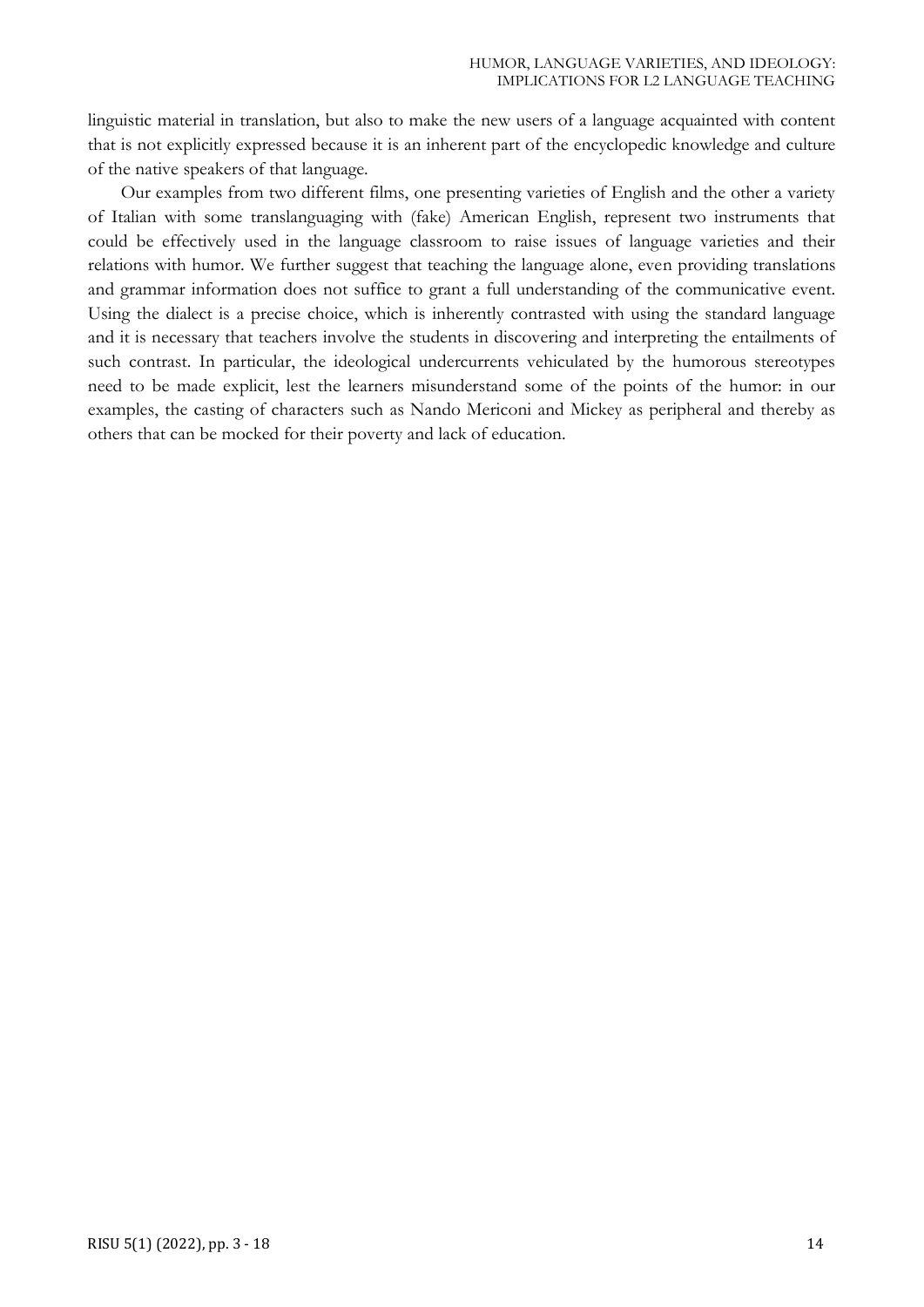linguistic material in translation, but also to make the new users of a language acquainted with content that is not explicitly expressed because it is an inherent part of the encyclopedic knowledge and culture of the native speakers of that language.

Our examples from two different films, one presenting varieties of English and the other a variety of Italian with some translanguaging with (fake) American English, represent two instruments that could be effectively used in the language classroom to raise issues of language varieties and their relations with humor. We further suggest that teaching the language alone, even providing translations and grammar information does not suffice to grant a full understanding of the communicative event. Using the dialect is a precise choice, which is inherently contrasted with using the standard language and it is necessary that teachers involve the students in discovering and interpreting the entailments of such contrast. In particular, the ideological undercurrents vehiculated by the humorous stereotypes need to be made explicit, lest the learners misunderstand some of the points of the humor: in our examples, the casting of characters such as Nando Mericoni and Mickey as peripheral and thereby as others that can be mocked for their poverty and lack of education.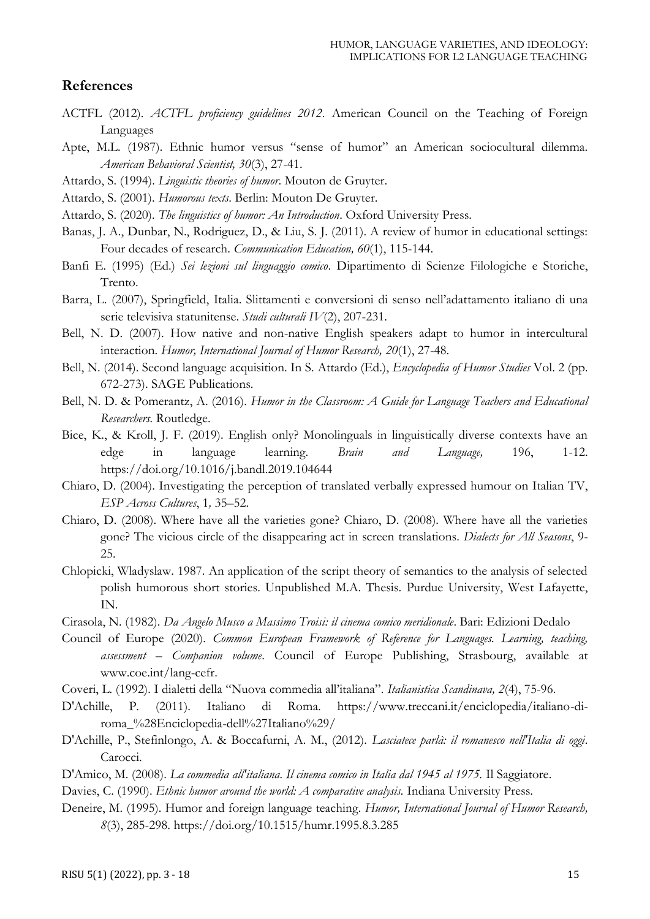## References

ACTFL (2012). *ACTFL proficiency guidelines 2012*. American Council on the Teaching of Foreign Languages

Apte, M.L. (1987). Ethnic humor versus "sense of humor" an American sociocultural dilemma. *American Behavioral Scientist, 30*(3), 27-41.

Attardo, S. (1994). *Linguistic theories of humor*. Mouton de Gruyter.

Attardo, S. (2001). *Humorous texts*. Berlin: Mouton De Gruyter.

Attardo, S. (2020). *The linguistics of humor: An Introduction*. Oxford University Press.

Banas, J. A., Dunbar, N., Rodriguez, D., & Liu, S. J. (2011). A review of humor in educational settings: Four decades of research. *Communication Education, 60*(1), 115-144.

Banfi E. (1995) (Ed.) *Sei lezioni sul linguaggio comico*. Dipartimento di Scienze Filologiche e Storiche, Trento.

Barra, L. (2007), Springfield, Italia. Slittamenti e conversioni di senso nell'adattamento italiano di una serie televisiva statunitense. *Studi culturali IV*(2), 207-231.

Bell, N. D. (2007). How native and non-native English speakers adapt to humor in intercultural interaction. *Humor, International Journal of Humor Research, 20*(1), 27-48.

Bell, N. (2014). Second language acquisition. In S. Attardo (Ed.), *Encyclopedia of Humor Studies* Vol. 2 (pp. 672-273). SAGE Publications.

Bell, N. D. & Pomerantz, A. (2016). *Humor in the Classroom: A Guide for Language Teachers and Educational Researchers*. Routledge.

Bice, K., & Kroll, J. F. (2019). English only? Monolinguals in linguistically diverse contexts have an edge in language learning. *Brain and Language,* 196, 1-12. https://doi.org/10.1016/j.bandl.2019.104644

Chiaro, D. (2004). Investigating the perception of translated verbally expressed humour on Italian TV, *ESP Across Cultures*, 1*,* 35–52.

Chiaro, D. (2008). Where have all the varieties gone? Chiaro, D. (2008). Where have all the varieties gone? The vicious circle of the disappearing act in screen translations. *Dialects for All Seasons*, 9-25.

Chlopicki, Wladyslaw. 1987. An application of the script theory of semantics to the analysis of selected polish humorous short stories. Unpublished M.A. Thesis. Purdue University, West Lafayette, IN.

Cirasola, N. (1982). *Da Angelo Musco a Massimo Troisi: il cinema comico meridionale*. Bari: Edizioni Dedalo

Council of Europe (2020). *Common European Framework of Reference for Languages. Learning, teaching, assessment – Companion volume*. Council of Europe Publishing, Strasbourg, available at www.coe.int/lang-cefr.

Coveri, L. (1992). I dialetti della "Nuova commedia all'italiana". *Italianistica Scandinava, 2*(4), 75-96.

D'Achille, P. (2011). Italiano di Roma. https://www.treccani.it/enciclopedia/italiano-di-roma_%28Enciclopedia-dell%27Italiano%29/

D'Achille, P., Stefinlongo, A. & Boccafurni, A. M., (2012). *Lasciatece parlà: il romanesco nell'Italia di oggi*. Carocci.

D'Amico, M. (2008). *La commedia all'italiana. Il cinema comico in Italia dal 1945 al 1975.* Il Saggiatore.

Davies, C. (1990). *Ethnic humor around the world: A comparative analysis.* Indiana University Press.

Deneire, M. (1995). Humor and foreign language teaching. *Humor, International Journal of Humor Research, 8*(3), 285-298. https://doi.org/10.1515/humr.1995.8.3.285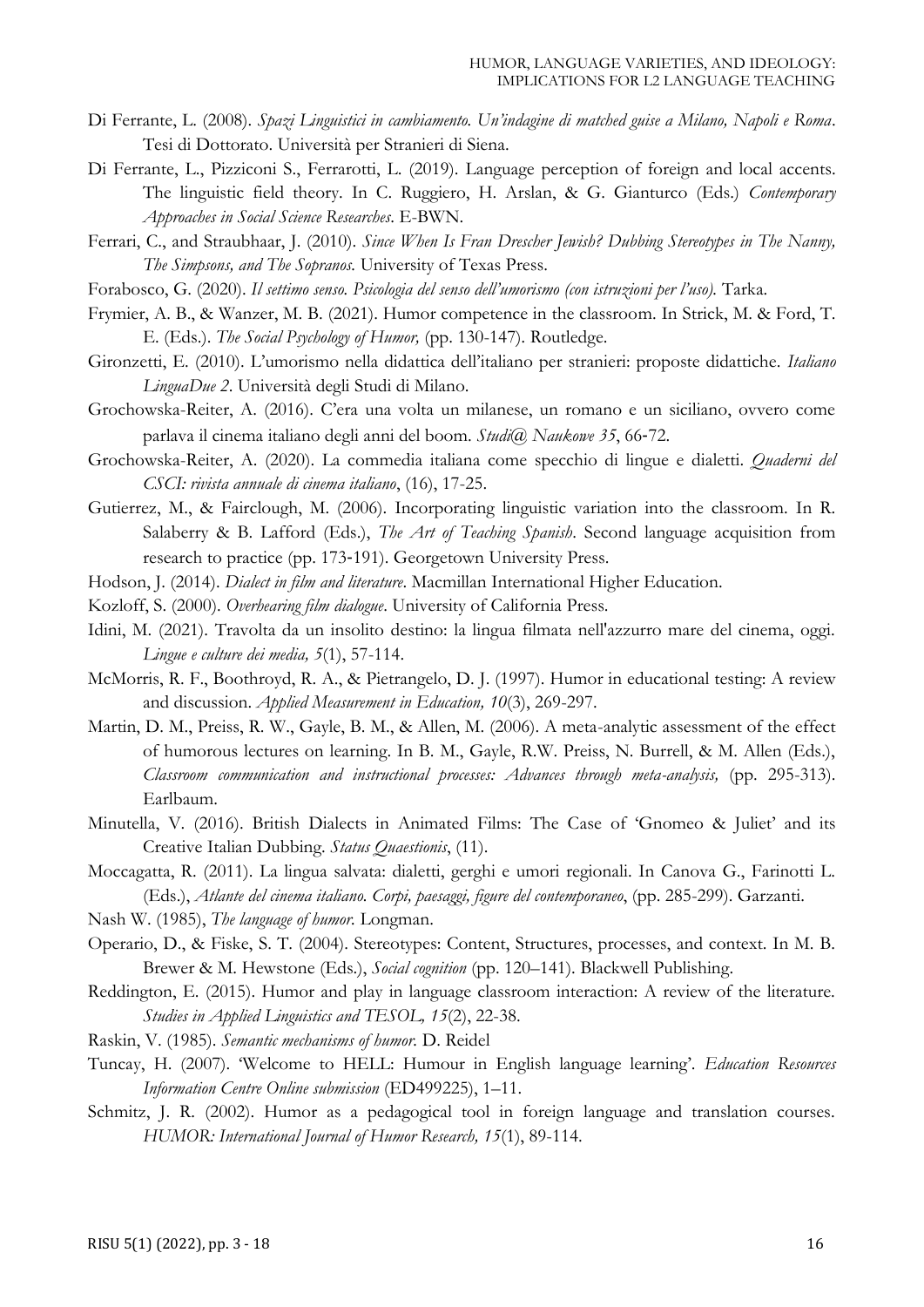Di Ferrante, L. (2008). *Spazi Linguistici in cambiamento. Un'indagine di matched guise a Milano, Napoli e Roma*. Tesi di Dottorato. Università per Stranieri di Siena.

Di Ferrante, L., Pizziconi S., Ferrarotti, L. (2019). Language perception of foreign and local accents. The linguistic field theory. In C. Ruggiero, H. Arslan, & G. Gianturco (Eds.) *Contemporary Approaches in Social Science Researches*. E-BWN.

Ferrari, C., and Straubhaar, J. (2010). *Since When Is Fran Drescher Jewish? Dubbing Stereotypes in The Nanny, The Simpsons, and The Sopranos.* University of Texas Press.

Forabosco, G. (2020). *Il settimo senso. Psicologia del senso dell'umorismo (con istruzioni per l'uso).* Tarka.

Frymier, A. B., & Wanzer, M. B. (2021). Humor competence in the classroom. In Strick, M. & Ford, T. E. (Eds.). *The Social Psychology of Humor,* (pp. 130-147). Routledge.

Gironzetti, E. (2010). L'umorismo nella didattica dell'italiano per stranieri: proposte didattiche. *Italiano LinguaDue 2*. Università degli Studi di Milano.

Grochowska-Reiter, A. (2016). C'era una volta un milanese, un romano e un siciliano, ovvero come parlava il cinema italiano degli anni del boom. *Studi@ Naukowe 35*, 66-72.

Grochowska-Reiter, A. (2020). La commedia italiana come specchio di lingue e dialetti. *Quaderni del CSCI: rivista annuale di cinema italiano*, (16), 17-25.

Gutierrez, M., & Fairclough, M. (2006). Incorporating linguistic variation into the classroom. In R. Salaberry & B. Lafford (Eds.), *The Art of Teaching Spanish*. Second language acquisition from research to practice (pp. 173-191). Georgetown University Press.

Hodson, J. (2014). *Dialect in film and literature*. Macmillan International Higher Education.

Kozloff, S. (2000). *Overhearing film dialogue*. University of California Press.

Idini, M. (2021). Travolta da un insolito destino: la lingua filmata nell'azzurro mare del cinema, oggi. *Lingue e culture dei media, 5*(1), 57-114.

McMorris, R. F., Boothroyd, R. A., & Pietrangelo, D. J. (1997). Humor in educational testing: A review and discussion. *Applied Measurement in Education, 10*(3), 269-297.

Martin, D. M., Preiss, R. W., Gayle, B. M., & Allen, M. (2006). A meta-analytic assessment of the effect of humorous lectures on learning. In B. M., Gayle, R.W. Preiss, N. Burrell, & M. Allen (Eds.), *Classroom communication and instructional processes: Advances through meta-analysis,* (pp. 295-313). Earlbaum.

Minutella, V. (2016). British Dialects in Animated Films: The Case of 'Gnomeo & Juliet' and its Creative Italian Dubbing. *Status Quaestionis*, (11).

Moccagatta, R. (2011). La lingua salvata: dialetti, gerghi e umori regionali. In Canova G., Farinotti L. (Eds.), *Atlante del cinema italiano. Corpi, paesaggi, figure del contemporaneo*, (pp. 285-299). Garzanti.

Nash W. (1985), *The language of humor.* Longman.

Operario, D., & Fiske, S. T. (2004). Stereotypes: Content, Structures, processes, and context. In M. B. Brewer & M. Hewstone (Eds.), *Social cognition* (pp. 120–141). Blackwell Publishing.

Reddington, E. (2015). Humor and play in language classroom interaction: A review of the literature. *Studies in Applied Linguistics and TESOL, 15*(2), 22-38.

Raskin, V. (1985). *Semantic mechanisms of humor.* D. Reidel

Tuncay, H. (2007). 'Welcome to HELL: Humour in English language learning'. *Education Resources Information Centre Online submission* (ED499225), 1–11.

Schmitz, J. R. (2002). Humor as a pedagogical tool in foreign language and translation courses. *HUMOR: International Journal of Humor Research, 15*(1), 89-114.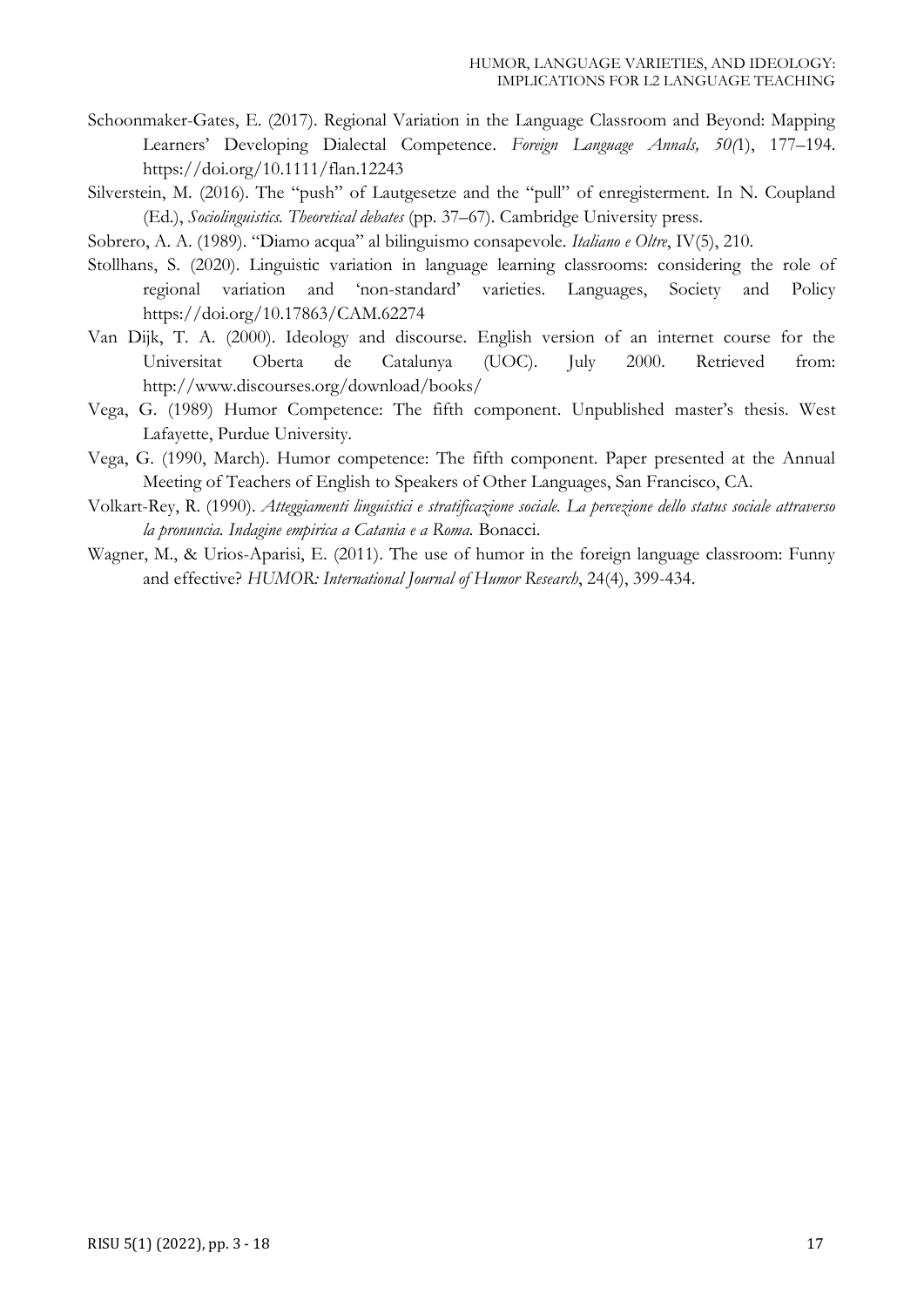Schoonmaker-Gates, E. (2017). Regional Variation in the Language Classroom and Beyond: Mapping Learners' Developing Dialectal Competence. *Foreign Language Annals, 50(*1), 177–194. https://doi.org/10.1111/flan.12243

Silverstein, M. (2016). The "push" of Lautgesetze and the "pull" of enregisterment. In N. Coupland (Ed.), *Sociolinguistics. Theoretical debates* (pp. 37–67). Cambridge University press.

Sobrero, A. A. (1989). "Diamo acqua" al bilinguismo consapevole. *Italiano e Oltre*, IV(5), 210.

Stollhans, S. (2020). Linguistic variation in language learning classrooms: considering the role of regional variation and 'non-standard' varieties. Languages, Society and Policy https://doi.org/10.17863/CAM.62274

Van Dijk, T. A. (2000). Ideology and discourse. English version of an internet course for the Universitat Oberta de Catalunya (UOC). July 2000. Retrieved from: http://www.discourses.org/download/books/

Vega, G. (1989) Humor Competence: The fifth component. Unpublished master's thesis. West Lafayette, Purdue University.

Vega, G. (1990, March). Humor competence: The fifth component. Paper presented at the Annual Meeting of Teachers of English to Speakers of Other Languages, San Francisco, CA.

Volkart-Rey, R. (1990). *Atteggiamenti linguistici e stratificazione sociale. La percezione dello status sociale attraverso la pronuncia. Indagine empirica a Catania e a Roma.* Bonacci.

Wagner, M., & Urios-Aparisi, E. (2011). The use of humor in the foreign language classroom: Funny and effective? *HUMOR: International Journal of Humor Research*, 24(4), 399-434.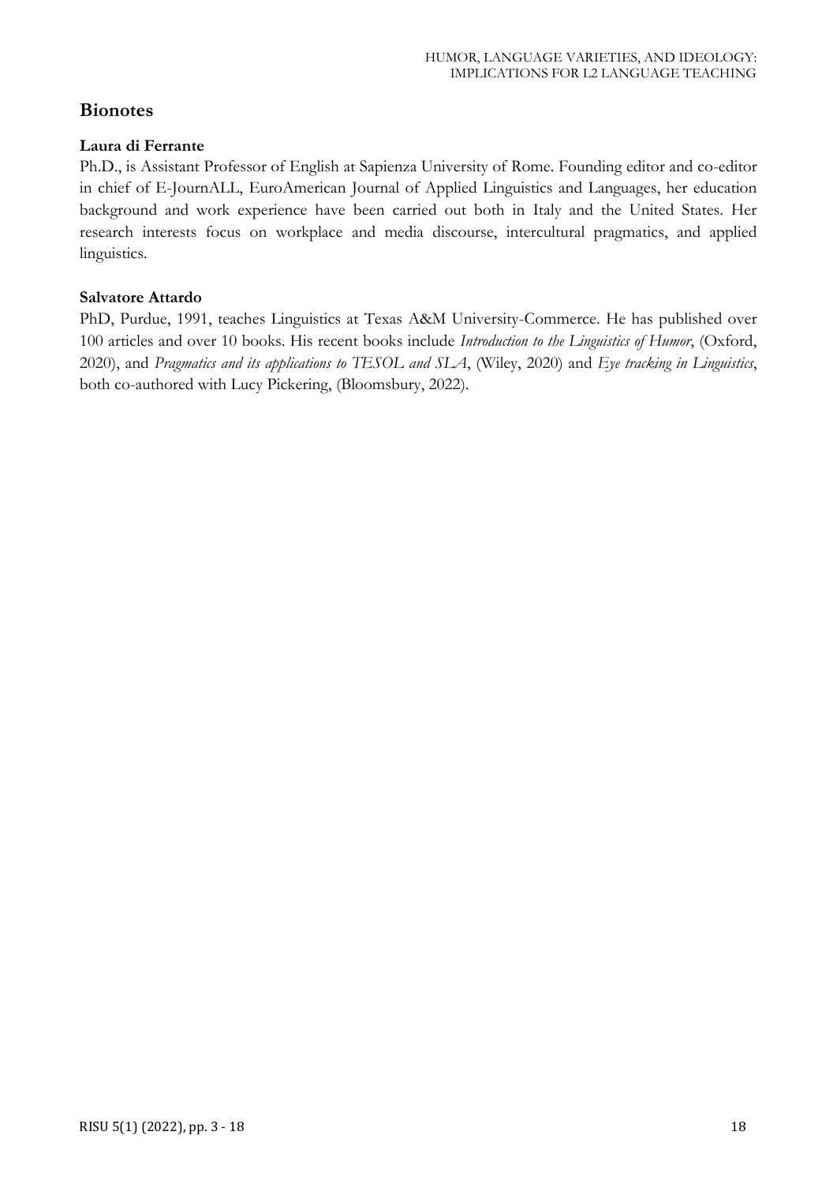## Bionotes

**Laura di Ferrante**

Ph.D., is Assistant Professor of English at Sapienza University of Rome. Founding editor and co-editor in chief of E-JournALL, EuroAmerican Journal of Applied Linguistics and Languages, her education background and work experience have been carried out both in Italy and the United States. Her research interests focus on workplace and media discourse, intercultural pragmatics, and applied linguistics.

**Salvatore Attardo**

PhD, Purdue, 1991, teaches Linguistics at Texas A&M University-Commerce. He has published over 100 articles and over 10 books. His recent books include *Introduction to the Linguistics of Humor*, (Oxford, 2020), and *Pragmatics and its applications to TESOL and SLA*, (Wiley, 2020) and *Eye tracking in Linguistics*, both co-authored with Lucy Pickering, (Bloomsbury, 2022).